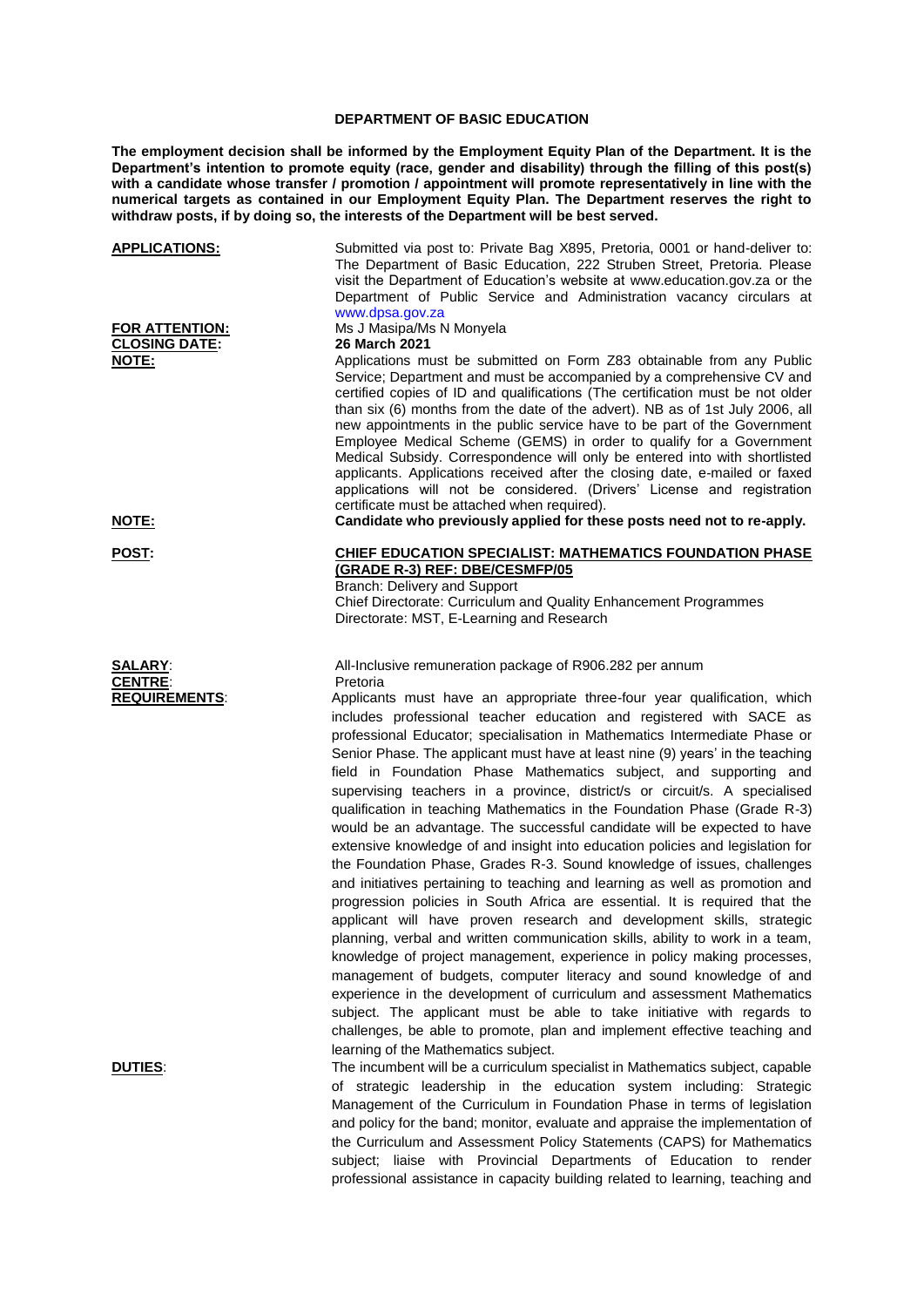# DEPARTMENT OF BASIC EDUCATION

**The employment decision shall be informed by the Employment Equity Plan of the Department. It is the Department's intention to promote equity (race, gender and disability) through the filling of this post(s) with a candidate whose transfer / promotion / appointment will promote representatively in line with the numerical targets as contained in our Employment Equity Plan. The Department reserves the right to withdraw posts, if by doing so, the interests of the Department will be best served.**

**APPLICATIONS:** Submitted via post to: Private Bag X895, Pretoria, 0001 or hand-deliver to: The Department of Basic Education, 222 Struben Street, Pretoria. Please visit the Department of Education's website at www.education.gov.za or the Department of Public Service and Administration vacancy circulars at www.dpsa.gov.za

**FOR ATTENTION:** Ms J Masipa/Ms N Monyela

**CLOSING DATE:** **26 March 2021**

**NOTE:** Applications must be submitted on Form Z83 obtainable from any Public Service; Department and must be accompanied by a comprehensive CV and certified copies of ID and qualifications (The certification must be not older than six (6) months from the date of the advert). NB as of 1st July 2006, all new appointments in the public service have to be part of the Government Employee Medical Scheme (GEMS) in order to qualify for a Government Medical Subsidy. Correspondence will only be entered into with shortlisted applicants. Applications received after the closing date, e-mailed or faxed applications will not be considered. (Drivers' License and registration certificate must be attached when required).

**NOTE:** **Candidate who previously applied for these posts need not to re-apply.**

**POST:** **CHIEF EDUCATION SPECIALIST: MATHEMATICS FOUNDATION PHASE (GRADE R-3) REF: DBE/CESMFP/05**

Branch: Delivery and Support
Chief Directorate: Curriculum and Quality Enhancement Programmes
Directorate: MST, E-Learning and Research

**SALARY:** All-Inclusive remuneration package of R906.282 per annum

**CENTRE:** Pretoria

**REQUIREMENTS:** Applicants must have an appropriate three-four year qualification, which includes professional teacher education and registered with SACE as professional Educator; specialisation in Mathematics Intermediate Phase or Senior Phase. The applicant must have at least nine (9) years' in the teaching field in Foundation Phase Mathematics subject, and supporting and supervising teachers in a province, district/s or circuit/s. A specialised qualification in teaching Mathematics in the Foundation Phase (Grade R-3) would be an advantage. The successful candidate will be expected to have extensive knowledge of and insight into education policies and legislation for the Foundation Phase, Grades R-3. Sound knowledge of issues, challenges and initiatives pertaining to teaching and learning as well as promotion and progression policies in South Africa are essential. It is required that the applicant will have proven research and development skills, strategic planning, verbal and written communication skills, ability to work in a team, knowledge of project management, experience in policy making processes, management of budgets, computer literacy and sound knowledge of and experience in the development of curriculum and assessment Mathematics subject. The applicant must be able to take initiative with regards to challenges, be able to promote, plan and implement effective teaching and learning of the Mathematics subject.

**DUTIES:** The incumbent will be a curriculum specialist in Mathematics subject, capable of strategic leadership in the education system including: Strategic Management of the Curriculum in Foundation Phase in terms of legislation and policy for the band; monitor, evaluate and appraise the implementation of the Curriculum and Assessment Policy Statements (CAPS) for Mathematics subject; liaise with Provincial Departments of Education to render professional assistance in capacity building related to learning, teaching and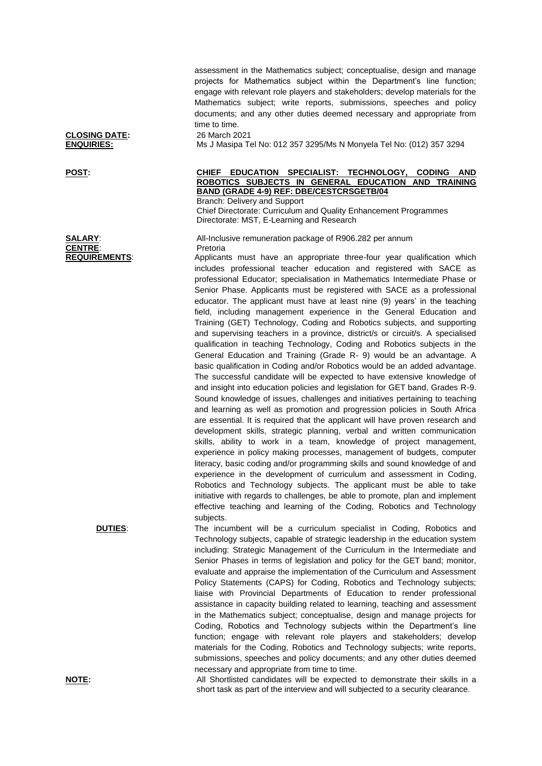assessment in the Mathematics subject; conceptualise, design and manage projects for Mathematics subject within the Department's line function; engage with relevant role players and stakeholders; develop materials for the Mathematics subject; write reports, submissions, speeches and policy documents; and any other duties deemed necessary and appropriate from time to time.

**CLOSING DATE:** 26 March 2021

**ENQUIRIES:** Ms J Masipa Tel No: 012 357 3295/Ms N Monyela Tel No: (012) 357 3294

**POST:** **CHIEF EDUCATION SPECIALIST: TECHNOLOGY, CODING AND ROBOTICS SUBJECTS IN GENERAL EDUCATION AND TRAINING BAND (GRADE 4-9) REF: DBE/CESTCRSGETB/04**

Branch: Delivery and Support
Chief Directorate: Curriculum and Quality Enhancement Programmes
Directorate: MST, E-Learning and Research

**SALARY**: All-Inclusive remuneration package of R906.282 per annum

**CENTRE**: Pretoria

**REQUIREMENTS**: Applicants must have an appropriate three-four year qualification which includes professional teacher education and registered with SACE as professional Educator; specialisation in Mathematics Intermediate Phase or Senior Phase. Applicants must be registered with SACE as a professional educator. The applicant must have at least nine (9) years' in the teaching field, including management experience in the General Education and Training (GET) Technology, Coding and Robotics subjects, and supporting and supervising teachers in a province, district/s or circuit/s. A specialised qualification in teaching Technology, Coding and Robotics subjects in the General Education and Training (Grade R- 9) would be an advantage. A basic qualification in Coding and/or Robotics would be an added advantage. The successful candidate will be expected to have extensive knowledge of and insight into education policies and legislation for GET band, Grades R-9. Sound knowledge of issues, challenges and initiatives pertaining to teaching and learning as well as promotion and progression policies in South Africa are essential. It is required that the applicant will have proven research and development skills, strategic planning, verbal and written communication skills, ability to work in a team, knowledge of project management, experience in policy making processes, management of budgets, computer literacy, basic coding and/or programming skills and sound knowledge of and experience in the development of curriculum and assessment in Coding, Robotics and Technology subjects. The applicant must be able to take initiative with regards to challenges, be able to promote, plan and implement effective teaching and learning of the Coding, Robotics and Technology subjects.

**DUTIES**: The incumbent will be a curriculum specialist in Coding, Robotics and Technology subjects, capable of strategic leadership in the education system including: Strategic Management of the Curriculum in the Intermediate and Senior Phases in terms of legislation and policy for the GET band; monitor, evaluate and appraise the implementation of the Curriculum and Assessment Policy Statements (CAPS) for Coding, Robotics and Technology subjects; liaise with Provincial Departments of Education to render professional assistance in capacity building related to learning, teaching and assessment in the Mathematics subject; conceptualise, design and manage projects for Coding, Robotics and Technology subjects within the Department's line function; engage with relevant role players and stakeholders; develop materials for the Coding, Robotics and Technology subjects; write reports, submissions, speeches and policy documents; and any other duties deemed necessary and appropriate from time to time.

**NOTE:** All Shortlisted candidates will be expected to demonstrate their skills in a short task as part of the interview and will subjected to a security clearance.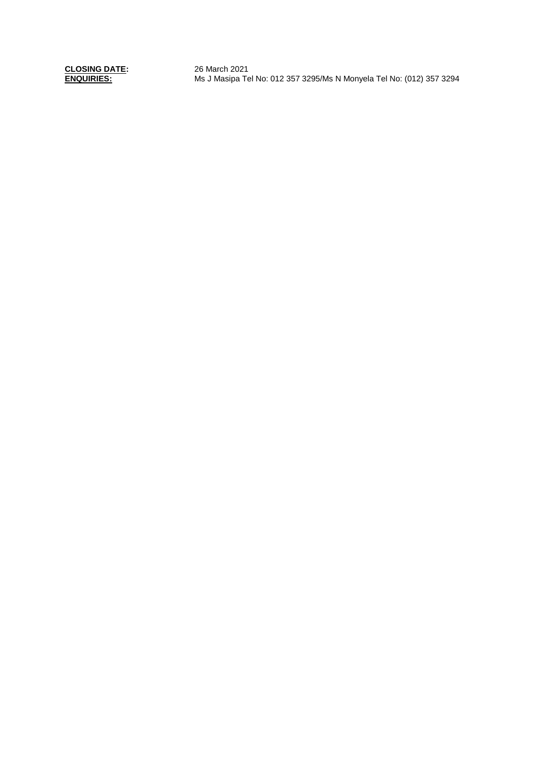**CLOSING DATE:** 26 March 2021
**ENQUIRIES:** Ms J Masipa Tel No: 012 357 3295/Ms N Monyela Tel No: (012) 357 3294